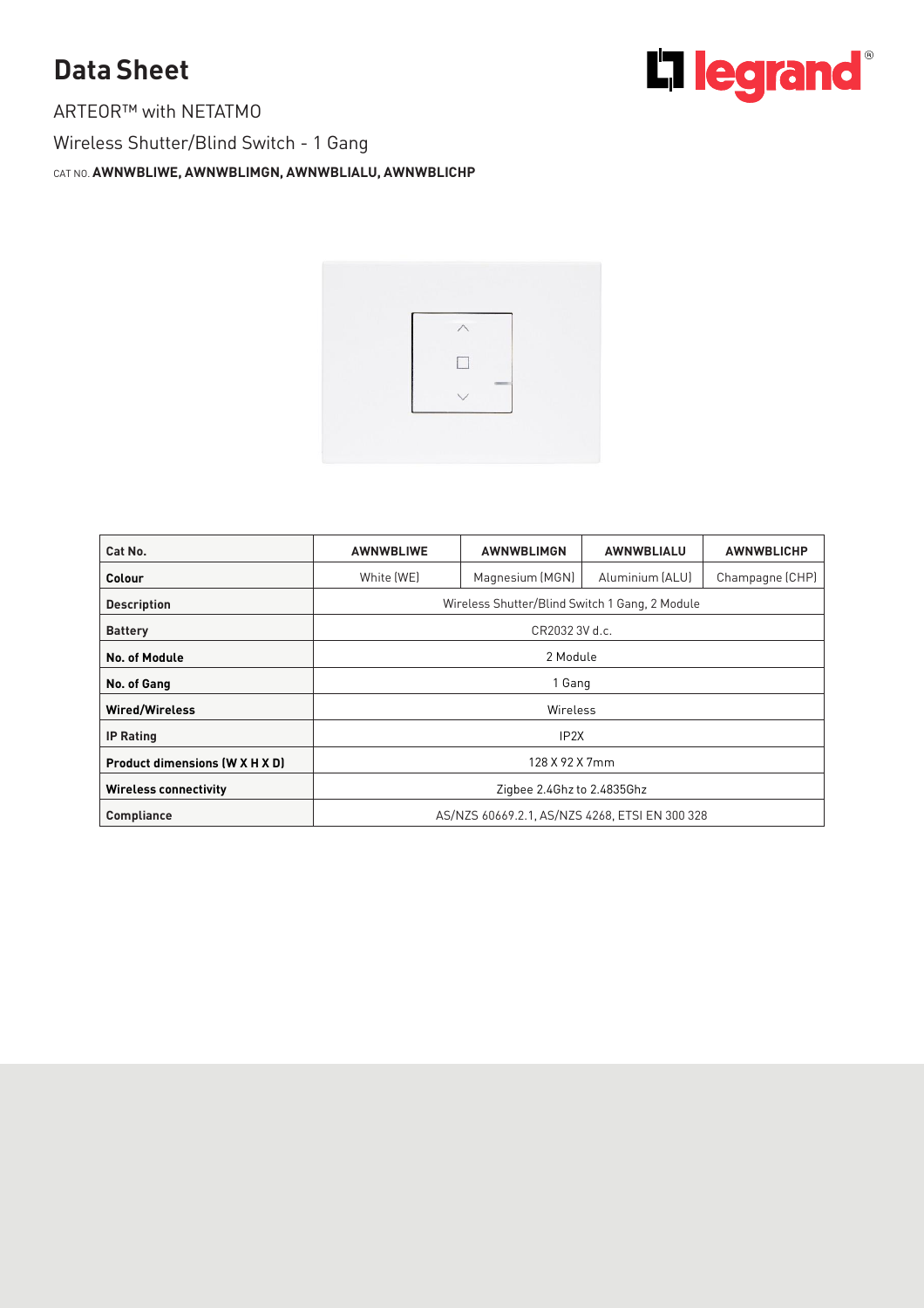# Data Sheet

ARTEOR™ with NETATMO

Wireless Shutter/Blind Switch - 1 Gang

CAT NO. **AWNWBLIWE, AWNWBLIMGN, AWNWBLIALU, AWNWBLICHP**

| Cat No. | AWNWBLIWE | AWNWBLIMGN | AWNWBLIALU | AWNWBLICHP |
|---|---|---|---|---|
| Colour | White (WE) | Magnesium (MGN) | Aluminium (ALU) | Champagne (CHP) |
| Description | Wireless Shutter/Blind Switch 1 Gang, 2 Module | | | |
| Battery | CR2032 3V d.c. | | | |
| No. of Module | 2 Module | | | |
| No. of Gang | 1 Gang | | | |
| Wired/Wireless | Wireless | | | |
| IP Rating | IP2X | | | |
| Product dimensions (W X H X D) | 128 X 92 X 7mm | | | |
| Wireless connectivity | Zigbee 2.4Ghz to 2.4835Ghz | | | |
| Compliance | AS/NZS 60669.2.1, AS/NZS 4268, ETSI EN 300 328 | | | |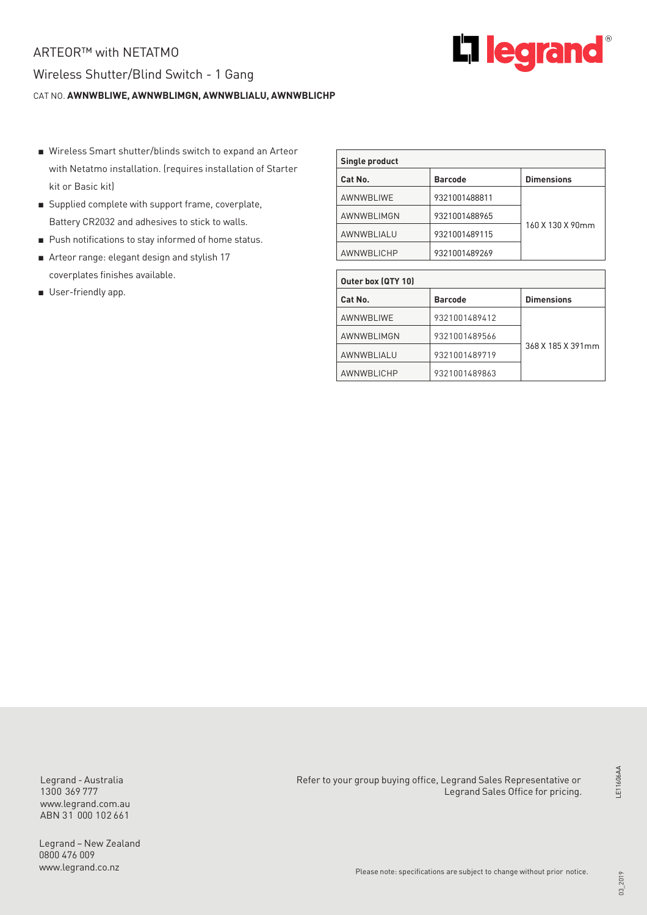ARTEOR™ with NETATMO

# Wireless Shutter/Blind Switch - 1 Gang

CAT NO. **AWNWBLIWE, AWNWBLIMGN, AWNWBLIALU, AWNWBLICHP**

- Wireless Smart shutter/blinds switch to expand an Arteor with Netatmo installation. (requires installation of Starter kit or Basic kit)
- Supplied complete with support frame, coverplate, Battery CR2032 and adhesives to stick to walls.
- Push notifications to stay informed of home status.
- Arteor range: elegant design and stylish 17 coverplates finishes available.
- User-friendly app.

**Single product**

| Cat No. | Barcode | Dimensions |
|---|---|---|
| AWNWBLIWE | 9321001488811 | 160 X 130 X 90mm |
| AWNWBLIMGN | 9321001488965 | |
| AWNWBLIALU | 9321001489115 | |
| AWNWBLICHP | 9321001489269 | |

**Outer box (QTY 10)**

| Cat No. | Barcode | Dimensions |
|---|---|---|
| AWNWBLIWE | 9321001489412 | 368 X 185 X 391mm |
| AWNWBLIMGN | 9321001489566 | |
| AWNWBLIALU | 9321001489719 | |
| AWNWBLICHP | 9321001489863 | |

Legrand - Australia
1300 369 777
www.legrand.com.au
ABN 31 000 102 661

Legrand – New Zealand
0800 476 009
www.legrand.co.nz

Refer to your group buying office, Legrand Sales Representative or Legrand Sales Office for pricing.

Please note: specifications are subject to change without prior notice.

LE11606AA

03_2019